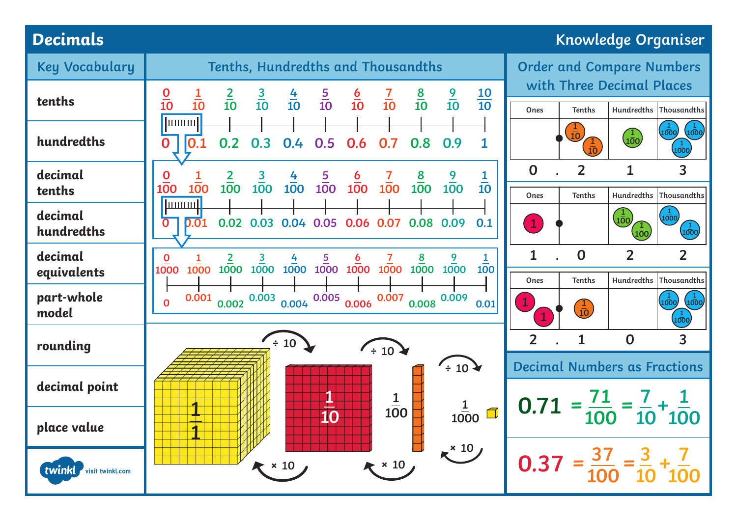# Decimals

Knowledge Organiser

## Key Vocabulary

- **tenths**
- **hundredths**
- **decimal tenths**
- **decimal hundredths**
- **decimal equivalents**
- **part-whole model**
- **rounding**
- **decimal point**
- **place value**

twinkl visit twinkl.com

## Tenths, Hundredths and Thousandths

| $\frac{0}{10}$ | $\frac{1}{10}$ | $\frac{2}{10}$ | $\frac{3}{10}$ | $\frac{4}{10}$ | $\frac{5}{10}$ | $\frac{6}{10}$ | $\frac{7}{10}$ | $\frac{8}{10}$ | $\frac{9}{10}$ | $\frac{10}{10}$ |
|---|---|---|---|---|---|---|---|---|---|---|
| 0 | 0.1 | 0.2 | 0.3 | 0.4 | 0.5 | 0.6 | 0.7 | 0.8 | 0.9 | 1 |

| $\frac{0}{100}$ | $\frac{1}{100}$ | $\frac{2}{100}$ | $\frac{3}{100}$ | $\frac{4}{100}$ | $\frac{5}{100}$ | $\frac{6}{100}$ | $\frac{7}{100}$ | $\frac{8}{100}$ | $\frac{9}{100}$ | $\frac{1}{10}$ |
|---|---|---|---|---|---|---|---|---|---|---|
| 0 | 0.01 | 0.02 | 0.03 | 0.04 | 0.05 | 0.06 | 0.07 | 0.08 | 0.09 | 0.1 |

| $\frac{0}{1000}$ | $\frac{1}{1000}$ | $\frac{2}{1000}$ | $\frac{3}{1000}$ | $\frac{4}{1000}$ | $\frac{5}{1000}$ | $\frac{6}{1000}$ | $\frac{7}{1000}$ | $\frac{8}{1000}$ | $\frac{9}{1000}$ | $\frac{1}{100}$ |
|---|---|---|---|---|---|---|---|---|---|---|
| 0 | 0.001 | 0.002 | 0.003 | 0.004 | 0.005 | 0.006 | 0.007 | 0.008 | 0.009 | 0.01 |

$\frac{1}{1}$ ÷ 10 → $\frac{1}{10}$ ÷ 10 → $\frac{1}{100}$ ÷ 10 → $\frac{1}{1000}$

$\frac{1}{1000}$ × 10 → $\frac{1}{100}$ × 10 → $\frac{1}{10}$ × 10 → $\frac{1}{1}$

## Order and Compare Numbers with Three Decimal Places

| Ones | Tenths | Hundredths | Thousandths |
|---|---|---|---|
| | $\frac{1}{10}$ $\frac{1}{10}$ | $\frac{1}{100}$ | $\frac{1}{1000}$ $\frac{1}{1000}$ $\frac{1}{1000}$ |
| 0 . | 2 | 1 | 3 |

| Ones | Tenths | Hundredths | Thousandths |
|---|---|---|---|
| 1 | | $\frac{1}{100}$ $\frac{1}{100}$ | $\frac{1}{1000}$ $\frac{1}{1000}$ |
| 1 . | 0 | 2 | 2 |

| Ones | Tenths | Hundredths | Thousandths |
|---|---|---|---|
| 1 1 | $\frac{1}{10}$ | | $\frac{1}{1000}$ $\frac{1}{1000}$ $\frac{1}{1000}$ |
| 2 . | 1 | 0 | 3 |

## Decimal Numbers as Fractions

$$0.71 = \frac{71}{100} = \frac{7}{10} + \frac{1}{100}$$

$$0.37 = \frac{37}{100} = \frac{3}{10} + \frac{7}{100}$$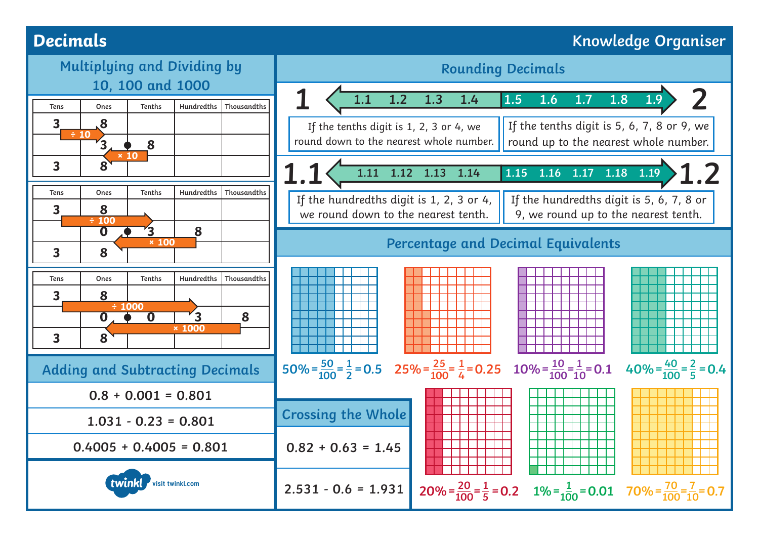# Decimals

Knowledge Organiser

## Multiplying and Dividing by 10, 100 and 1000

| Tens | Ones | Tenths | Hundredths | Thousandths |
|---|---|---|---|---|
| 3 | 8 | | | |
| | 3 • | 8 | | |
| 3 | 8 | | | |

÷ 10

× 10

| Tens | Ones | Tenths | Hundredths | Thousandths |
|---|---|---|---|---|
| 3 | 8 | | | |
| | 0 • | 3 | 8 | |
| 3 | 8 | | | |

÷ 100

× 100

| Tens | Ones | Tenths | Hundredths | Thousandths |
|---|---|---|---|---|
| 3 | 8 | | | |
| | 0 • | 0 | 3 | 8 |
| 3 | 8 | | | |

÷ 1000

× 1000

## Adding and Subtracting Decimals

0.8 + 0.001 = 0.801

1.031 - 0.23 = 0.801

0.4005 + 0.4005 = 0.801

## Rounding Decimals

1 ← 1.1 1.2 1.3 1.4 | 1.5 1.6 1.7 1.8 1.9 → 2

If the tenths digit is 1, 2, 3 or 4, we round down to the nearest whole number.

If the tenths digit is 5, 6, 7, 8 or 9, we round up to the nearest whole number.

1.1 ← 1.11 1.12 1.13 1.14 | 1.15 1.16 1.17 1.18 1.19 → 1.2

If the hundredths digit is 1, 2, 3 or 4, we round down to the nearest tenth.

If the hundredths digit is 5, 6, 7, 8 or 9, we round up to the nearest tenth.

## Percentage and Decimal Equivalents

$50\% = \frac{50}{100} = \frac{1}{2} = 0.5$

$25\% = \frac{25}{100} = \frac{1}{4} = 0.25$

$10\% = \frac{10}{100} = \frac{1}{10} = 0.1$

$40\% = \frac{40}{100} = \frac{2}{5} = 0.4$

$20\% = \frac{20}{100} = \frac{1}{5} = 0.2$

$1\% = \frac{1}{100} = 0.01$

$70\% = \frac{70}{100} = \frac{7}{10} = 0.7$

## Crossing the Whole

0.82 + 0.63 = 1.45

2.531 - 0.6 = 1.931

twinkl visit twinkl.com